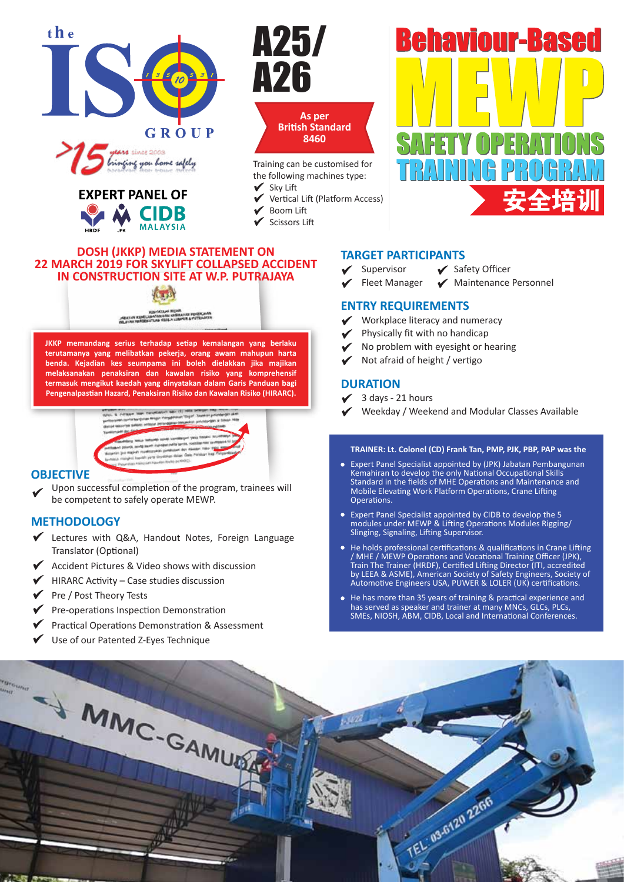the ISO GROUP

>15 years since 2003 bringing you home safely

**EXPERT PANEL OF**

HRDF JPK CIDB MALAYSIA

# A25/ A26

**As per British Standard 8460**

Training can be customised for the following machines type:

- ✔ Sky Lift
- ✔ Vertical Lift (Platform Access)
- ✔ Boom Lift
- ✔ Scissors Lift

# Behaviour-Based MEWP SAFETY OPERATIONS TRAINING PROGRAM

## 安全培训

### DOSH (JKKP) MEDIA STATEMENT ON 22 MARCH 2019 FOR SKYLIFT COLLAPSED ACCIDENT IN CONSTRUCTION SITE AT W.P. PUTRAJAYA

**JKKP memandang serius terhadap setiap kemalangan yang berlaku terutamanya yang melibatkan pekerja, orang awam mahupun harta benda. Kejadian kes seumpama ini boleh dielakkan jika majikan melaksanakan penaksiran dan kawalan risiko yang komprehensif termasuk mengikut kaedah yang dinyatakan dalam Garis Panduan bagi Pengenalpastian Hazard, Penaksiran Risiko dan Kawalan Risiko (HIRARC).**

## OBJECTIVE

- ✔ Upon successful completion of the program, trainees will be competent to safely operate MEWP.

## METHODOLOGY

- ✔ Lectures with Q&A, Handout Notes, Foreign Language Translator (Optional)
- ✔ Accident Pictures & Video shows with discussion
- ✔ HIRARC Activity – Case studies discussion
- ✔ Pre / Post Theory Tests
- ✔ Pre-operations Inspection Demonstration
- ✔ Practical Operations Demonstration & Assessment
- ✔ Use of our Patented Z-Eyes Technique

## TARGET PARTICIPANTS

- ✔ Supervisor
- ✔ Safety Officer
- ✔ Fleet Manager
- ✔ Maintenance Personnel

## ENTRY REQUIREMENTS

- ✔ Workplace literacy and numeracy
- ✔ Physically fit with no handicap
- ✔ No problem with eyesight or hearing
- ✔ Not afraid of height / vertigo

## DURATION

- ✔ 3 days - 21 hours
- ✔ Weekday / Weekend and Modular Classes Available

**TRAINER: Lt. Colonel (CD) Frank Tan, PMP, PJK, PBP, PAP was the**

- Expert Panel Specialist appointed by (JPK) Jabatan Pembangunan Kemahiran to develop the only National Occupational Skills Standard in the fields of MHE Operations and Maintenance and Mobile Elevating Work Platform Operations, Crane Lifting Operations.
- Expert Panel Specialist appointed by CIDB to develop the 5 modules under MEWP & Lifting Operations Modules Rigging/ Slinging, Signaling, Lifting Supervisor.
- He holds professional certifications & qualifications in Crane Lifting / MHE / MEWP Operations and Vocational Training Officer (JPK), Train The Trainer (HRDF), Certified Lifting Director (ITI, accredited by LEEA & ASME), American Society of Safety Engineers, Society of Automotive Engineers USA, PUWER & LOLER (UK) certifications.
- He has more than 35 years of training & practical experience and has served as speaker and trainer at many MNCs, GLCs, PLCs, SMEs, NIOSH, ABM, CIDB, Local and International Conferences.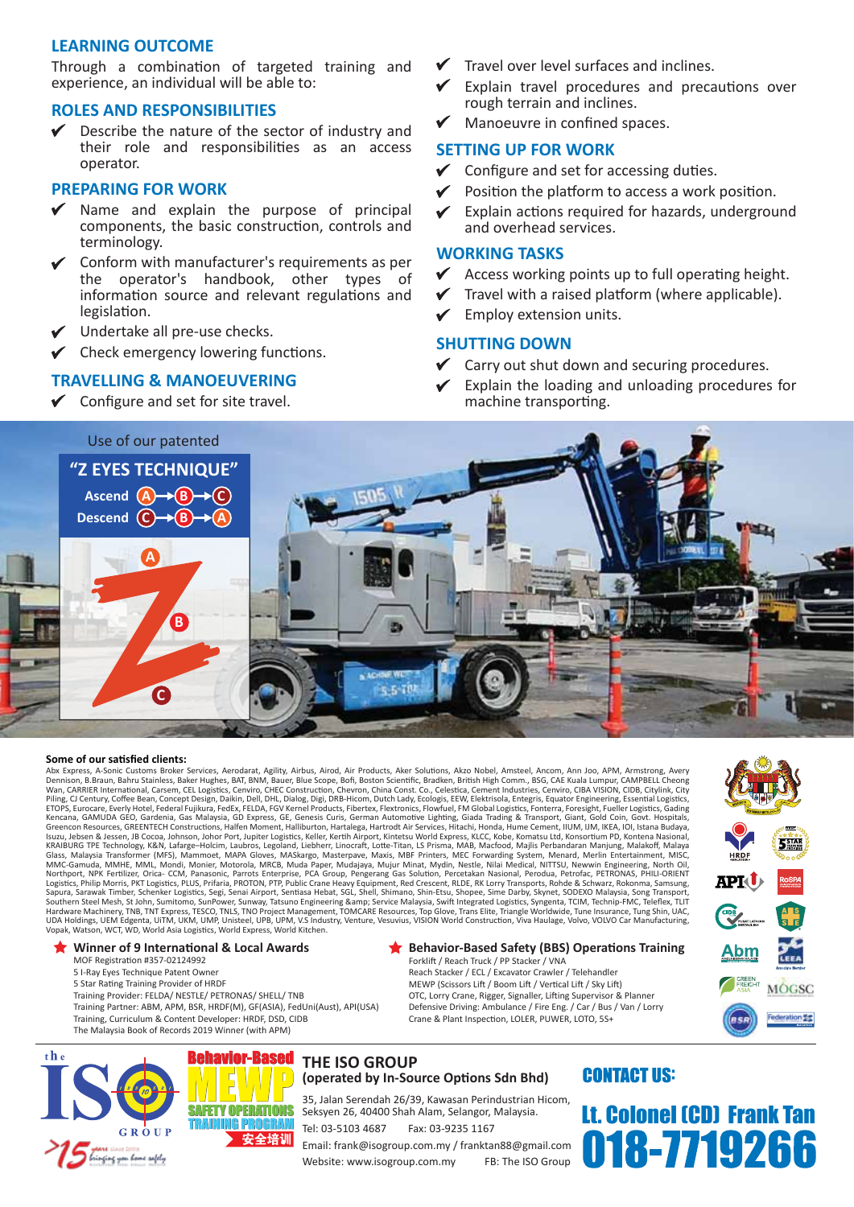## LEARNING OUTCOME

Through a combination of targeted training and experience, an individual will be able to:

### ROLES AND RESPONSIBILITIES

- ✔ Describe the nature of the sector of industry and their role and responsibilities as an access operator.

### PREPARING FOR WORK

- ✔ Name and explain the purpose of principal components, the basic construction, controls and terminology.
- ✔ Conform with manufacturer's requirements as per the operator's handbook, other types of information source and relevant regulations and legislation.
- ✔ Undertake all pre-use checks.
- ✔ Check emergency lowering functions.

### TRAVELLING & MANOEUVERING

- ✔ Configure and set for site travel.
- ✔ Travel over level surfaces and inclines.
- ✔ Explain travel procedures and precautions over rough terrain and inclines.
- ✔ Manoeuvre in confined spaces.

### SETTING UP FOR WORK

- ✔ Configure and set for accessing duties.
- ✔ Position the platform to access a work position.
- ✔ Explain actions required for hazards, underground and overhead services.

### WORKING TASKS

- ✔ Access working points up to full operating height.
- ✔ Travel with a raised platform (where applicable).
- ✔ Employ extension units.

### SHUTTING DOWN

- ✔ Carry out shut down and securing procedures.
- ✔ Explain the loading and unloading procedures for machine transporting.

Use of our patented

**"Z EYES TECHNIQUE"**

Ascend A → B → C

Descend C → B → A

**Some of our satisfied clients:**

Abx Express, A-Sonic Customs Broker Services, Aerodarat, Agility, Airbus, Airod, Air Products, Aker Solutions, Akzo Nobel, Amsteel, Ancom, Ann Joo, APM, Armstrong, Avery Dennison, B.Braun, Bahru Stainless, Baker Hughes, BAT, BNM, Bauer, Blue Scope, Bofi, Boston Scientific, Bradken, British High Comm., BSG, CAE Kuala Lumpur, CAMPBELL Cheong Wan, CARRIER International, Carsem, CEL Logistics, Cenviro, CHEC Construction, Chevron, China Const. Co., Celestica, Cement Industries, Cenviro, CIBA VISION, CIDB, Citylink, City Piling, CJ Century, Coffee Bean, Concept Design, Daikin, Dell, DHL, Dialog, Digi, DRB-Hicom, Dutch Lady, Ecologis, EEW, Elektrisola, Entegris, Equator Engineering, Essential Logistics, ETOPS, Eurocare, Everly Hotel, Federal Fujikura, FedEx, FELDA, FGV Kernel Products, Fibertex, Flextronics, Flowfuel, FM Global Logistics, Fonterra, Foresight, Fueller Logistics, Gading Kencana, GAMUDA GEO, Gardenia, Gas Malaysia, GD Express, GE, Genesis Curis, German Automotive Lighting, Giada Trading & Transport, Giant, Gold Coin, Govt. Hospitals, Greencon Resources, GREENTECH Constructions, Halfen Moment, Halliburton, Hartalega, Hartrodt Air Services, Hitachi, Honda, Hume Cement, IIUM, IJM, IKEA, IOI, Istana Budaya, Isuzu, Jebsen & Jessen, JB Cocoa, Johnson, Johor Port, Jupiter Logistics, Keller, Kertih Airport, Kintetsu World Express, KLCC, Kobe, Komatsu Ltd, Konsortium PD, Kontena Nasional, KRAIBURG TPE Technology, K&N, Lafarge–Holcim, Laubros, Legoland, Liebherr, Linocraft, Lotte-Titan, LS Prisma, MAB, Macfood, Majlis Perbandaran Manjung, Malakoff, Malaya Glass, Malaysia Transformer (MFS), Mammoet, MAPA Gloves, MASkargo, Masterpave, Maxis, MBF Printers, MEC Forwarding System, Menard, Merlin Entertainment, MISC, MMC-Gamuda, MMHE, MML, Mondi, Monier, Motorola, MRCB, Muda Paper, Mudajaya, Mujur Minat, Mydin, Nestle, Nilai Medical, NITTSU, Newwin Engineering, North Oil, Northport, NPK Fertilizer, Orica- CCM, Panasonic, Parrots Enterprise, PCA Group, Pengerang Gas Solution, Percetakan Nasional, Perodua, Petrofac, PETRONAS, PHILI-ORIENT Logistics, Philip Morris, PKT Logistics, PLUS, Prifaria, PROTON, PTP, Public Crane Heavy Equipment, Red Crescent, RLDE, RK Lorry Transports, Rohde & Schwarz, Rokonma, Samsung, Sapura, Sarawak Timber, Schenker Logistics, Segi, Senai Airport, Sentiasa Hebat, SGL, Shell, Shimano, Shin-Etsu, Shopee, Sime Darby, Skynet, SODEXO Malaysia, Song Transport, Southern Steel Mesh, St John, Sumitomo, SunPower, Sunway, Tatsuno Engineering &amp; Service Malaysia, Swift Integrated Logistics, Syngenta, TCIM, Technip-FMC, Teleflex, TLIT Hardware Machinery, TNB, TNT Express, TESCO, TNLS, TNO Project Management, TOMCARE Resources, Top Glove, Trans Elite, Triangle Worldwide, Tune Insurance, Tung Shin, UAC, UDA Holdings, UEM Edgenta, UiTM, UKM, UMP, Unisteel, UPB, UPM, V.S Industry, Venture, Vesuvius, VISION World Construction, Viva Haulage, Volvo, VOLVO Car Manufacturing, Vopak, Watson, WCT, WD, World Asia Logistics, World Express, World Kitchen.

**★ Winner of 9 International & Local Awards**

MOF Registration #357-02124992
5 I-Ray Eyes Technique Patent Owner
5 Star Rating Training Provider of HRDF
Training Provider: FELDA/ NESTLE/ PETRONAS/ SHELL/ TNB
Training Partner: ABM, APM, BSR, HRDF(M), GF(ASIA), FedUni(Aust), API(USA)
Training, Curriculum & Content Developer: HRDF, DSD, CIDB
The Malaysia Book of Records 2019 Winner (with APM)

**★ Behavior-Based Safety (BBS) Operations Training**

Forklift / Reach Truck / PP Stacker / VNA
Reach Stacker / ECL / Excavator Crawler / Telehandler
MEWP (Scissors Lift / Boom Lift / Vertical Lift / Sky Lift)
OTC, Lorry Crane, Rigger, Signaller, Lifting Supervisor & Planner
Defensive Driving: Ambulance / Fire Eng. / Car / Bus / Van / Lorry
Crane & Plant Inspection, LOLER, PUWER, LOTO, 5S+

the ISO GROUP — 15 years since 2005 bringing you home safely

Behavior-Based MEWP SAFETY OPERATIONS TRAINING PROGRAM 安全培训

**THE ISO GROUP**
**(operated by In-Source Options Sdn Bhd)**

35, Jalan Serendah 26/39, Kawasan Perindustrian Hicom, Seksyen 26, 40400 Shah Alam, Selangor, Malaysia.
Tel: 03-5103 4687 Fax: 03-9235 1167
Email: frank@isogroup.com.my / franktan88@gmail.com
Website: www.isogroup.com.my FB: The ISO Group

**CONTACT US:**

**Lt. Colonel (CD) Frank Tan**
**018-7719266**